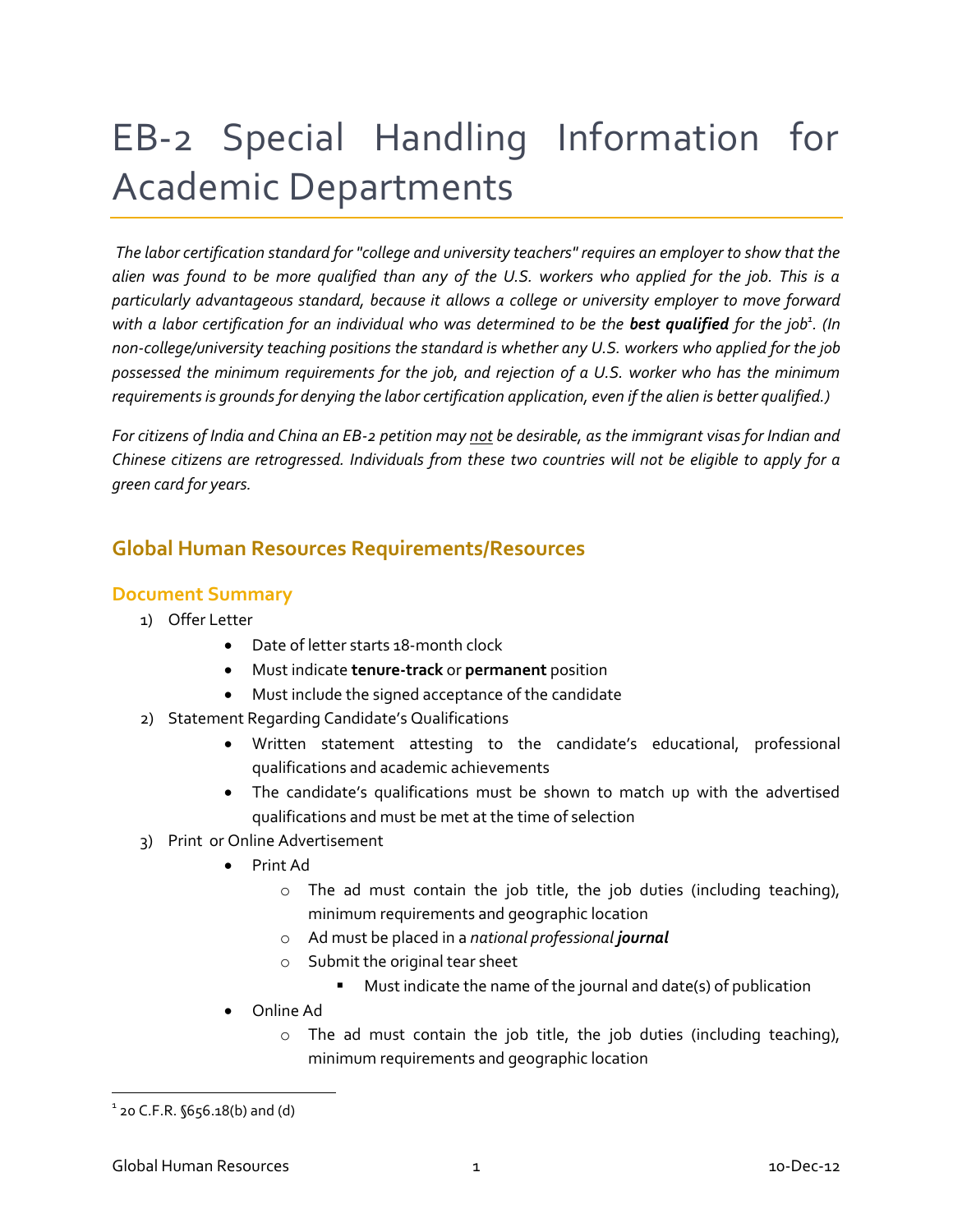# EB-2 Special Handling Information for Academic Departments

*The labor certification standard for "college and university teachers" requires an employer to show that the alien was found to be more qualified than any of the U.S. workers who applied for the job. This is a particularly advantageous standard, because it allows a college or university employer to move forward with a labor certification for an individual who was determined to be the* ***best qualified*** *for the job[1]. (In non-college/university teaching positions the standard is whether any U.S. workers who applied for the job possessed the minimum requirements for the job, and rejection of a U.S. worker who has the minimum requirements is grounds for denying the labor certification application, even if the alien is better qualified.)*

*For citizens of India and China an EB-2 petition may not be desirable, as the immigrant visas for Indian and Chinese citizens are retrogressed. Individuals from these two countries will not be eligible to apply for a green card for years.*

## Global Human Resources Requirements/Resources

### Document Summary

1) Offer Letter
   - Date of letter starts 18-month clock
   - Must indicate **tenure-track** or **permanent** position
   - Must include the signed acceptance of the candidate
2) Statement Regarding Candidate's Qualifications
   - Written statement attesting to the candidate's educational, professional qualifications and academic achievements
   - The candidate's qualifications must be shown to match up with the advertised qualifications and must be met at the time of selection
3) Print or Online Advertisement
   - Print Ad
     - The ad must contain the job title, the job duties (including teaching), minimum requirements and geographic location
     - Ad must be placed in a *national professional* ***journal***
     - Submit the original tear sheet
       - Must indicate the name of the journal and date(s) of publication
   - Online Ad
     - The ad must contain the job title, the job duties (including teaching), minimum requirements and geographic location

[1] 20 C.F.R. §656.18(b) and (d)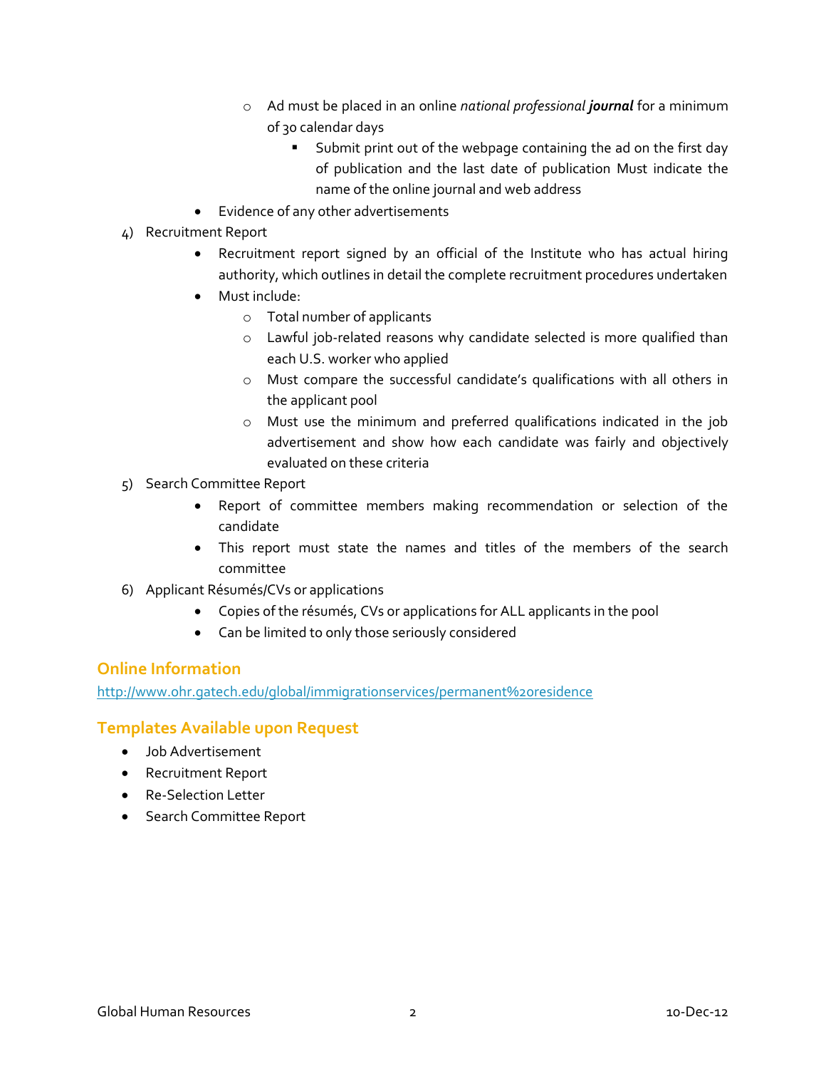- Ad must be placed in an online *national professional **journal*** for a minimum of 30 calendar days
      - Submit print out of the webpage containing the ad on the first day of publication and the last date of publication Must indicate the name of the online journal and web address
- Evidence of any other advertisements

4) Recruitment Report
    - Recruitment report signed by an official of the Institute who has actual hiring authority, which outlines in detail the complete recruitment procedures undertaken
    - Must include:
      - Total number of applicants
      - Lawful job-related reasons why candidate selected is more qualified than each U.S. worker who applied
      - Must compare the successful candidate's qualifications with all others in the applicant pool
      - Must use the minimum and preferred qualifications indicated in the job advertisement and show how each candidate was fairly and objectively evaluated on these criteria

5) Search Committee Report
    - Report of committee members making recommendation or selection of the candidate
    - This report must state the names and titles of the members of the search committee

6) Applicant Résumés/CVs or applications
    - Copies of the résumés, CVs or applications for ALL applicants in the pool
    - Can be limited to only those seriously considered

## Online Information

http://www.ohr.gatech.edu/global/immigrationservices/permanent%20residence

## Templates Available upon Request

- Job Advertisement
- Recruitment Report
- Re-Selection Letter
- Search Committee Report